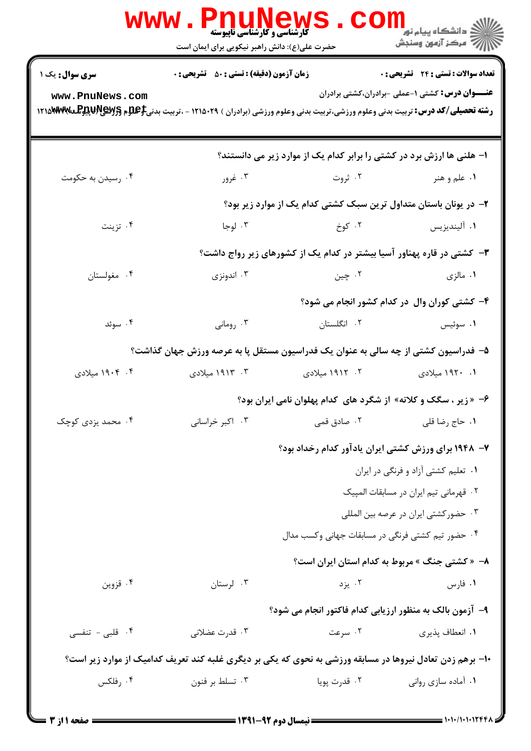**کارشناسی و کارشناسی ناپیوسته**

حضرت علی(ع): دانش راهبر نیکویی برای ایمان است

دانشگاه پیام نور
مرکز آزمون وسنجش

**سری سوال:** یک ۱ | **زمان آزمون (دقیقه) : تستی : ۵۰ تشریحی : ۰** | **تعداد سوالات : تستی : ۲۴ تشریحی : ۰**

**عنـــوان درس:** کشتی ۱-عملی -برادران،کشتی برادران

**رشته تحصیلی/کد درس:** تربیت بدنی وعلوم ورزشی،تربیت بدنی وعلوم ورزشی (برادران ) ۱۲۱۵۰۲۹ - ،تربیت بدنی وعلوم ورزشی (ناپیوسته) ۱۲۱۵۱۷۷

۱- هلنی ها ارزش برد در کشتی را برابر کدام یک از موارد زیر می دانستند؟

۱. علم و هنر ۲. ثروت ۳. غرور ۴. رسیدن به حکومت

۲- در یونان باستان متداول ترین سبک کشتی کدام یک از موارد زیر بود؟

۱. آلیندیزیس ۲. کوخ ۳. لوجا ۴. تزینت

۳- کشتی در قاره پهناور آسیا بیشتر در کدام یک از کشورهای زیر رواج داشت؟

۱. مالزی ۲. چین ۳. اندونزی ۴. مغولستان

۴- کشتی کوران وال در کدام کشور انجام می شود؟

۱. سوئیس ۲. انگلستان ۳. رومانی ۴. سوئد

۵- فدراسیون کشتی از چه سالی به عنوان یک فدراسیون مستقل پا به عرصه ورزش جهان گذاشت؟

۱. ۱۹۲۰ میلادی ۲. ۱۹۱۲ میلادی ۳. ۱۹۱۳ میلادی ۴. ۱۹۰۴ میلادی

۶- «زیر ، سگک و کلاته» از شگرد های کدام پهلوان نامی ایران بود؟

۱. حاج رضا قلی ۲. صادق قمی ۳. اکبر خراسانی ۴. محمد یزدی کوچک

۷- ۱۹۴۸ برای ورزش کشتی ایران یادآور کدام رخداد بود؟

۱. تعلیم کشتی آزاد و فرنگی در ایران

۲. قهرمانی تیم ایران در مسابقات المپیک

۳. حضورکشتی ایران در عرصه بین المللی

۴. حضور تیم کشتی فرنگی در مسابقات جهانی وکسب مدال

۸- « کشتی جنگ » مربوط به کدام استان ایران است؟

۱. فارس ۲. یزد ۳. لرستان ۴. قزوین

۹- آزمون بالک به منظور ارزیابی کدام فاکتور انجام می شود؟

۱. انعطاف پذیری ۲. سرعت ۳. قدرت عضلانی ۴. قلبی - تنفسی

۱۰- برهم زدن تعادل نیروها در مسابقه ورزشی به نحوی که یکی بر دیگری غلبه کند تعریف کدامیک از موارد زیر است؟

۱. آماده سازی روانی ۲. قدرت پویا ۳. تسلط بر فنون ۴. رفلکس

**نیمسال دوم ۹۲-۱۳۹۱**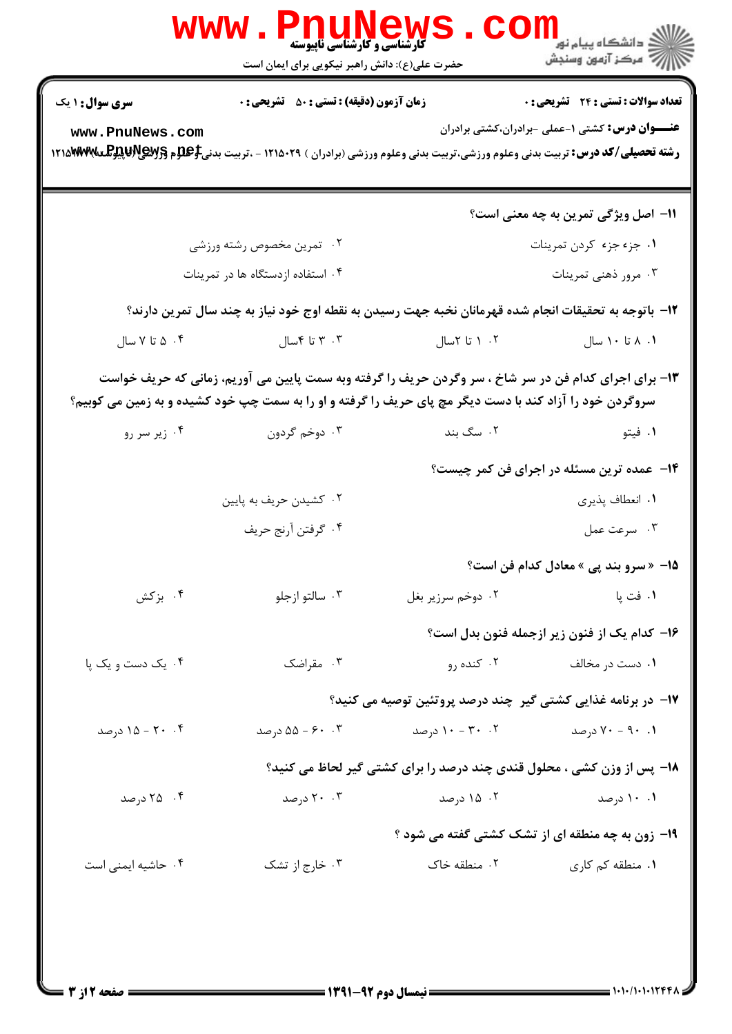**سری سوال:** ۱ یک | **زمان آزمون (دقیقه) : تستی :** ۵۰ **تشریحی :** ۰ | **تعداد سوالات : تستی :** ۲۴ **تشریحی :** ۰

**عنـــوان درس:** کشتی ۱-عملی -برادران،کشتی برادران

**رشته تحصیلی/کد درس:** تربیت بدنی وعلوم ورزشی،تربیت بدنی وعلوم ورزشی (برادران) ۱۲۱۵۰۲۹ - ،تربیت بدنی وعلوم ورزشی (ناپیوسته) ۱۲۱۵۱۷۷

۱۱- اصل ویژگی تمرین به چه معنی است؟

۱. جزء جزء کردن تمرینات
۲. تمرین مخصوص رشته ورزشی
۳. مرور ذهنی تمرینات
۴. استفاده ازدستگاه ها در تمرینات

۱۲- باتوجه به تحقیقات انجام شده قهرمانان نخبه جهت رسیدن به نقطه اوج خود نیاز به چند سال تمرین دارند؟

۱. ۸ تا ۱۰ سال
۲. ۱ تا ۲سال
۳. ۳ تا ۴سال
۴. ۵ تا ۷ سال

۱۳- برای اجرای کدام فن در سر شاخ ، سر وگردن حریف را گرفته وبه سمت پایین می آوریم، زمانی که حریف خواست سروگردن خود را آزاد کند با دست دیگر مچ پای حریف را گرفته و او را به سمت چپ خود کشیده و به زمین می کوبیم؟

۱. فیتو
۲. سگ بند
۳. دوخم گردون
۴. زیر سر رو

۱۴- عمده ترین مسئله در اجرای فن کمر چیست؟

۱. انعطاف پذیری
۲. کشیدن حریف به پایین
۳. سرعت عمل
۴. گرفتن آرنج حریف

۱۵- « سرو بند پی » معادل کدام فن است؟

۱. فت پا
۲. دوخم سرزیر بغل
۳. سالتو ازجلو
۴. بزکش

۱۶- کدام یک از فنون زیر ازجمله فنون بدل است؟

۱. دست در مخالف
۲. کنده رو
۳. مقراضک
۴. یک دست و یک پا

۱۷- در برنامه غذایی کشتی گیر چند درصد پروتئین توصیه می کنید؟

۱. ۹۰ - ۷۰ درصد
۲. ۳۰ - ۱۰ درصد
۳. ۶۰ - ۵۵ درصد
۴. ۲۰ - ۱۵ درصد

۱۸- پس از وزن کشی ، محلول قندی چند درصد را برای کشتی گیر لحاظ می کنید؟

۱. ۱۰ درصد
۲. ۱۵ درصد
۳. ۲۰ درصد
۴. ۲۵ درصد

۱۹- زون به چه منطقه ای از تشک کشتی گفته می شود ؟

۱. منطقه کم کاری
۲. منطقه خاک
۳. خارج از تشک
۴. حاشیه ایمنی است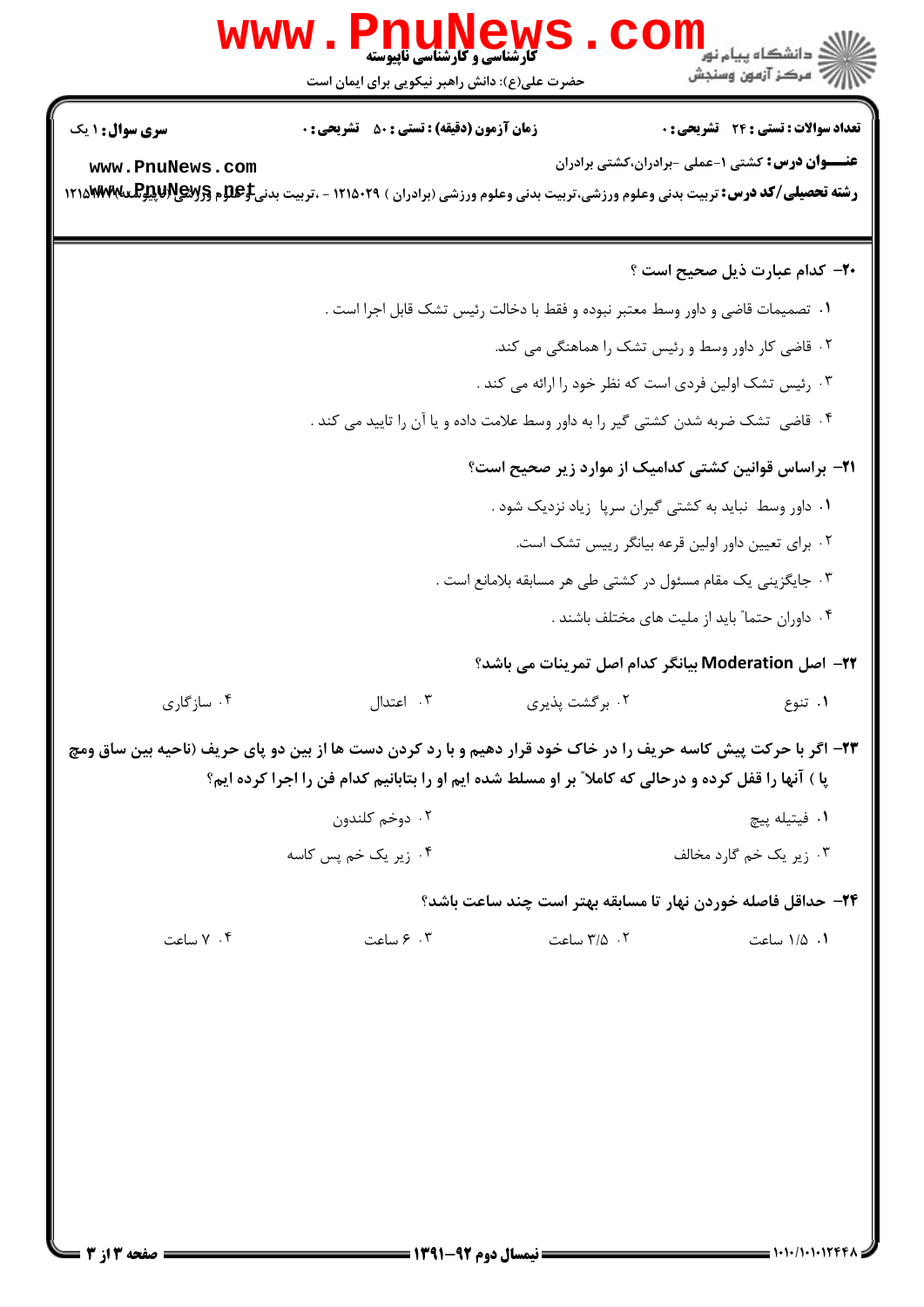۲۰- کدام عبارت ذیل صحیح است ؟

۱. تصمیمات قاضی و داور وسط معتبر نبوده و فقط با دخالت رئیس تشک قابل اجرا است .

۲. قاضی کار داور وسط و رئیس تشک را هماهنگی می کند.

۳. رئیس تشک اولین فردی است که نظر خود را ارائه می کند .

۴. قاضی تشک ضربه شدن کشتی گیر را به داور وسط علامت داده و یا آن را تایید می کند .

۲۱- براساس قوانین کشتی کدامیک از موارد زیر صحیح است؟

۱. داور وسط نباید به کشتی گیران سرپا زیاد نزدیک شود .

۲. برای تعیین داور اولین قرعه بیانگر رییس تشک است.

۳. جایگزینی یک مقام مسئول در کشتی طی هر مسابقه بلامانع است .

۴. داوران حتما" باید از ملیت های مختلف باشند .

۲۲- اصل Moderation بیانگر کدام اصل تمرینات می باشد؟

۱. تنوع ۲. برگشت پذیری ۳. اعتدال ۴. سازگاری

۲۳- اگر با حرکت پیش کاسه حریف را در خاک خود قرار دهیم و با رد کردن دست ها از بین دو پای حریف (ناحیه بین ساق ومچ پا ) آنها را قفل کرده و درحالی که کاملا" بر او مسلط شده ایم او را بتابانیم کدام فن را اجرا کرده ایم؟

۱. فیتیله پیچ ۲. دوخم کلندون

۳. زیر یک خم گارد مخالف ۴. زیر یک خم پس کاسه

۲۴- حداقل فاصله خوردن نهار تا مسابقه بهتر است چند ساعت باشد؟

۱. ۱/۵ ساعت ۲. ۳/۵ ساعت ۳. ۶ ساعت ۴. ۷ ساعت